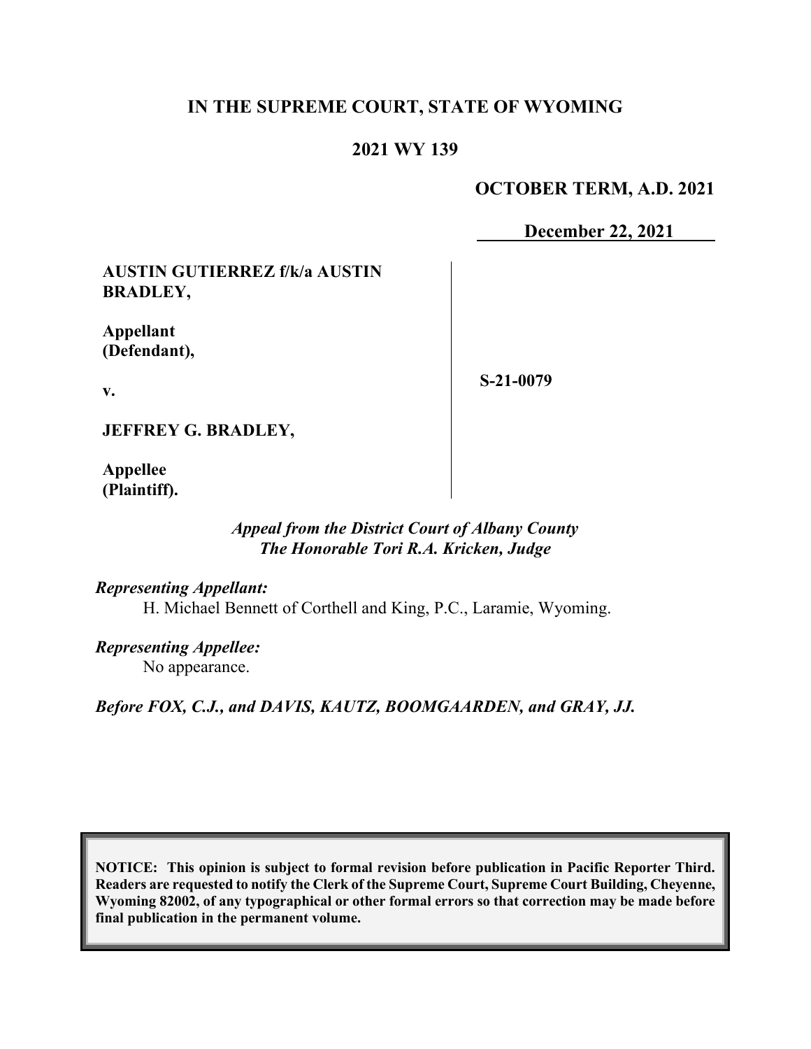# IN THE SUPREME COURT, STATE OF WYOMING

## 2021 WY 139

**OCTOBER TERM, A.D. 2021**

**December 22, 2021**

| | |
|---|---|
| **AUSTIN GUTIERREZ f/k/a AUSTIN BRADLEY,**<br><br>**Appellant (Defendant),**<br><br>**v.**<br><br>**JEFFREY G. BRADLEY,**<br><br>**Appellee (Plaintiff).** | **S-21-0079** |

*Appeal from the District Court of Albany County*
*The Honorable Tori R.A. Kricken, Judge*

*Representing Appellant:*
H. Michael Bennett of Corthell and King, P.C., Laramie, Wyoming.

*Representing Appellee:*
No appearance.

*Before FOX, C.J., and DAVIS, KAUTZ, BOOMGAARDEN, and GRAY, JJ.*

**NOTICE: This opinion is subject to formal revision before publication in Pacific Reporter Third. Readers are requested to notify the Clerk of the Supreme Court, Supreme Court Building, Cheyenne, Wyoming 82002, of any typographical or other formal errors so that correction may be made before final publication in the permanent volume.**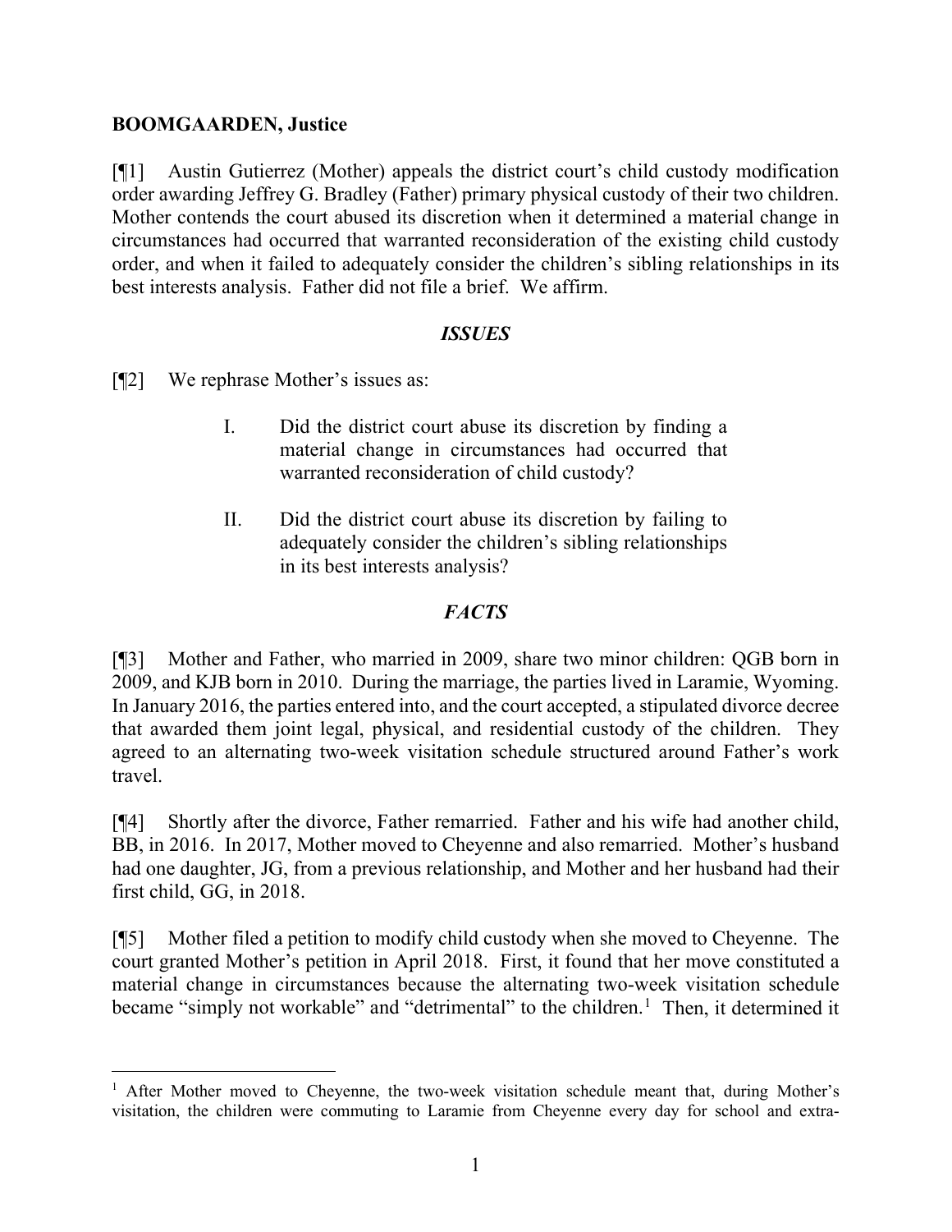**BOOMGAARDEN, Justice**

[¶1] Austin Gutierrez (Mother) appeals the district court's child custody modification order awarding Jeffrey G. Bradley (Father) primary physical custody of their two children. Mother contends the court abused its discretion when it determined a material change in circumstances had occurred that warranted reconsideration of the existing child custody order, and when it failed to adequately consider the children's sibling relationships in its best interests analysis. Father did not file a brief. We affirm.

## *ISSUES*

[¶2] We rephrase Mother's issues as:

> I. Did the district court abuse its discretion by finding a material change in circumstances had occurred that warranted reconsideration of child custody?
>
> II. Did the district court abuse its discretion by failing to adequately consider the children's sibling relationships in its best interests analysis?

## *FACTS*

[¶3] Mother and Father, who married in 2009, share two minor children: QGB born in 2009, and KJB born in 2010. During the marriage, the parties lived in Laramie, Wyoming. In January 2016, the parties entered into, and the court accepted, a stipulated divorce decree that awarded them joint legal, physical, and residential custody of the children. They agreed to an alternating two-week visitation schedule structured around Father's work travel.

[¶4] Shortly after the divorce, Father remarried. Father and his wife had another child, BB, in 2016. In 2017, Mother moved to Cheyenne and also remarried. Mother's husband had one daughter, JG, from a previous relationship, and Mother and her husband had their first child, GG, in 2018.

[¶5] Mother filed a petition to modify child custody when she moved to Cheyenne. The court granted Mother's petition in April 2018. First, it found that her move constituted a material change in circumstances because the alternating two-week visitation schedule became "simply not workable" and "detrimental" to the children.[1] Then, it determined it

[1] After Mother moved to Cheyenne, the two-week visitation schedule meant that, during Mother's visitation, the children were commuting to Laramie from Cheyenne every day for school and extra-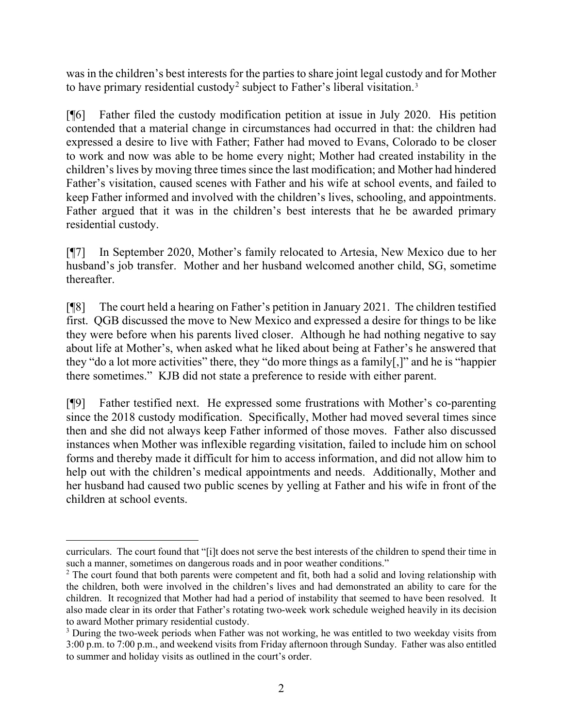was in the children's best interests for the parties to share joint legal custody and for Mother to have primary residential custody[2] subject to Father's liberal visitation.[3]

[¶6] Father filed the custody modification petition at issue in July 2020. His petition contended that a material change in circumstances had occurred in that: the children had expressed a desire to live with Father; Father had moved to Evans, Colorado to be closer to work and now was able to be home every night; Mother had created instability in the children's lives by moving three times since the last modification; and Mother had hindered Father's visitation, caused scenes with Father and his wife at school events, and failed to keep Father informed and involved with the children's lives, schooling, and appointments. Father argued that it was in the children's best interests that he be awarded primary residential custody.

[¶7] In September 2020, Mother's family relocated to Artesia, New Mexico due to her husband's job transfer. Mother and her husband welcomed another child, SG, sometime thereafter.

[¶8] The court held a hearing on Father's petition in January 2021. The children testified first. QGB discussed the move to New Mexico and expressed a desire for things to be like they were before when his parents lived closer. Although he had nothing negative to say about life at Mother's, when asked what he liked about being at Father's he answered that they "do a lot more activities" there, they "do more things as a family[,]" and he is "happier there sometimes." KJB did not state a preference to reside with either parent.

[¶9] Father testified next. He expressed some frustrations with Mother's co-parenting since the 2018 custody modification. Specifically, Mother had moved several times since then and she did not always keep Father informed of those moves. Father also discussed instances when Mother was inflexible regarding visitation, failed to include him on school forms and thereby made it difficult for him to access information, and did not allow him to help out with the children's medical appointments and needs. Additionally, Mother and her husband had caused two public scenes by yelling at Father and his wife in front of the children at school events.

---

curriculars. The court found that "[i]t does not serve the best interests of the children to spend their time in such a manner, sometimes on dangerous roads and in poor weather conditions."

[2] The court found that both parents were competent and fit, both had a solid and loving relationship with the children, both were involved in the children's lives and had demonstrated an ability to care for the children. It recognized that Mother had had a period of instability that seemed to have been resolved. It also made clear in its order that Father's rotating two-week work schedule weighed heavily in its decision to award Mother primary residential custody.

[3] During the two-week periods when Father was not working, he was entitled to two weekday visits from 3:00 p.m. to 7:00 p.m., and weekend visits from Friday afternoon through Sunday. Father was also entitled to summer and holiday visits as outlined in the court's order.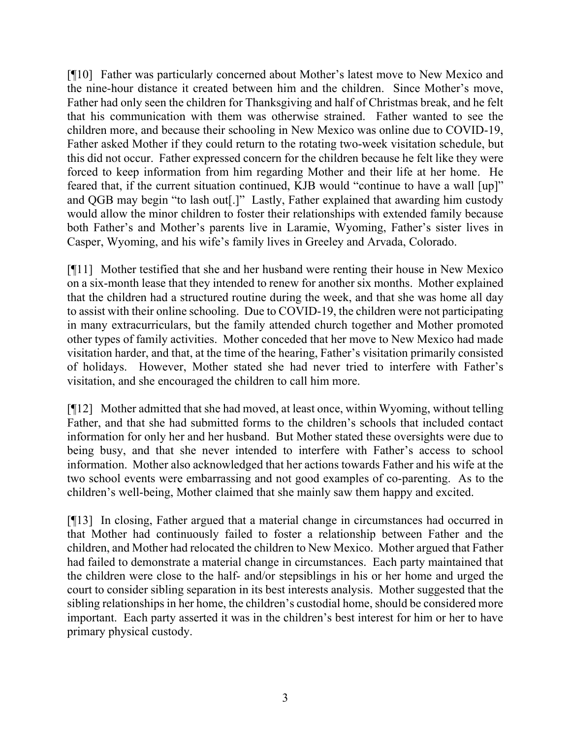[¶10] Father was particularly concerned about Mother's latest move to New Mexico and the nine-hour distance it created between him and the children. Since Mother's move, Father had only seen the children for Thanksgiving and half of Christmas break, and he felt that his communication with them was otherwise strained. Father wanted to see the children more, and because their schooling in New Mexico was online due to COVID-19, Father asked Mother if they could return to the rotating two-week visitation schedule, but this did not occur. Father expressed concern for the children because he felt like they were forced to keep information from him regarding Mother and their life at her home. He feared that, if the current situation continued, KJB would "continue to have a wall [up]" and QGB may begin "to lash out[.]" Lastly, Father explained that awarding him custody would allow the minor children to foster their relationships with extended family because both Father's and Mother's parents live in Laramie, Wyoming, Father's sister lives in Casper, Wyoming, and his wife's family lives in Greeley and Arvada, Colorado.

[¶11] Mother testified that she and her husband were renting their house in New Mexico on a six-month lease that they intended to renew for another six months. Mother explained that the children had a structured routine during the week, and that she was home all day to assist with their online schooling. Due to COVID-19, the children were not participating in many extracurriculars, but the family attended church together and Mother promoted other types of family activities. Mother conceded that her move to New Mexico had made visitation harder, and that, at the time of the hearing, Father's visitation primarily consisted of holidays. However, Mother stated she had never tried to interfere with Father's visitation, and she encouraged the children to call him more.

[¶12] Mother admitted that she had moved, at least once, within Wyoming, without telling Father, and that she had submitted forms to the children's schools that included contact information for only her and her husband. But Mother stated these oversights were due to being busy, and that she never intended to interfere with Father's access to school information. Mother also acknowledged that her actions towards Father and his wife at the two school events were embarrassing and not good examples of co-parenting. As to the children's well-being, Mother claimed that she mainly saw them happy and excited.

[¶13] In closing, Father argued that a material change in circumstances had occurred in that Mother had continuously failed to foster a relationship between Father and the children, and Mother had relocated the children to New Mexico. Mother argued that Father had failed to demonstrate a material change in circumstances. Each party maintained that the children were close to the half- and/or stepsiblings in his or her home and urged the court to consider sibling separation in its best interests analysis. Mother suggested that the sibling relationships in her home, the children's custodial home, should be considered more important. Each party asserted it was in the children's best interest for him or her to have primary physical custody.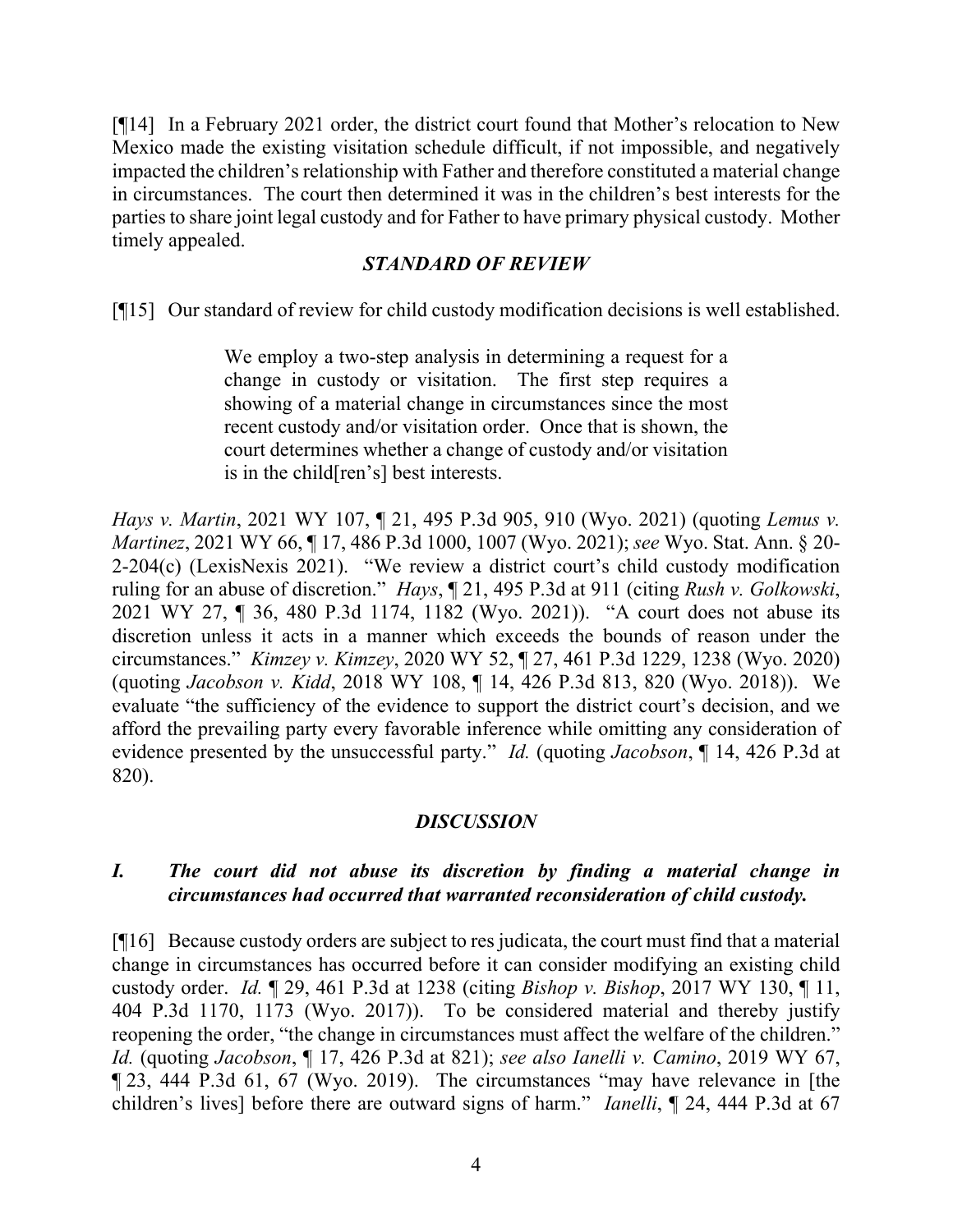[¶14] In a February 2021 order, the district court found that Mother's relocation to New Mexico made the existing visitation schedule difficult, if not impossible, and negatively impacted the children's relationship with Father and therefore constituted a material change in circumstances. The court then determined it was in the children's best interests for the parties to share joint legal custody and for Father to have primary physical custody. Mother timely appealed.

## *STANDARD OF REVIEW*

[¶15] Our standard of review for child custody modification decisions is well established.

> We employ a two-step analysis in determining a request for a change in custody or visitation. The first step requires a showing of a material change in circumstances since the most recent custody and/or visitation order. Once that is shown, the court determines whether a change of custody and/or visitation is in the child[ren's] best interests.

*Hays v. Martin*, 2021 WY 107, ¶ 21, 495 P.3d 905, 910 (Wyo. 2021) (quoting *Lemus v. Martinez*, 2021 WY 66, ¶ 17, 486 P.3d 1000, 1007 (Wyo. 2021); *see* Wyo. Stat. Ann. § 20-2-204(c) (LexisNexis 2021). "We review a district court's child custody modification ruling for an abuse of discretion." *Hays*, ¶ 21, 495 P.3d at 911 (citing *Rush v. Golkowski*, 2021 WY 27, ¶ 36, 480 P.3d 1174, 1182 (Wyo. 2021)). "A court does not abuse its discretion unless it acts in a manner which exceeds the bounds of reason under the circumstances." *Kimzey v. Kimzey*, 2020 WY 52, ¶ 27, 461 P.3d 1229, 1238 (Wyo. 2020) (quoting *Jacobson v. Kidd*, 2018 WY 108, ¶ 14, 426 P.3d 813, 820 (Wyo. 2018)). We evaluate "the sufficiency of the evidence to support the district court's decision, and we afford the prevailing party every favorable inference while omitting any consideration of evidence presented by the unsuccessful party." *Id.* (quoting *Jacobson*, ¶ 14, 426 P.3d at 820).

## *DISCUSSION*

### *I. The court did not abuse its discretion by finding a material change in circumstances had occurred that warranted reconsideration of child custody.*

[¶16] Because custody orders are subject to res judicata, the court must find that a material change in circumstances has occurred before it can consider modifying an existing child custody order. *Id.* ¶ 29, 461 P.3d at 1238 (citing *Bishop v. Bishop*, 2017 WY 130, ¶ 11, 404 P.3d 1170, 1173 (Wyo. 2017)). To be considered material and thereby justify reopening the order, "the change in circumstances must affect the welfare of the children." *Id.* (quoting *Jacobson*, ¶ 17, 426 P.3d at 821); *see also Ianelli v. Camino*, 2019 WY 67, ¶ 23, 444 P.3d 61, 67 (Wyo. 2019). The circumstances "may have relevance in [the children's lives] before there are outward signs of harm." *Ianelli*, ¶ 24, 444 P.3d at 67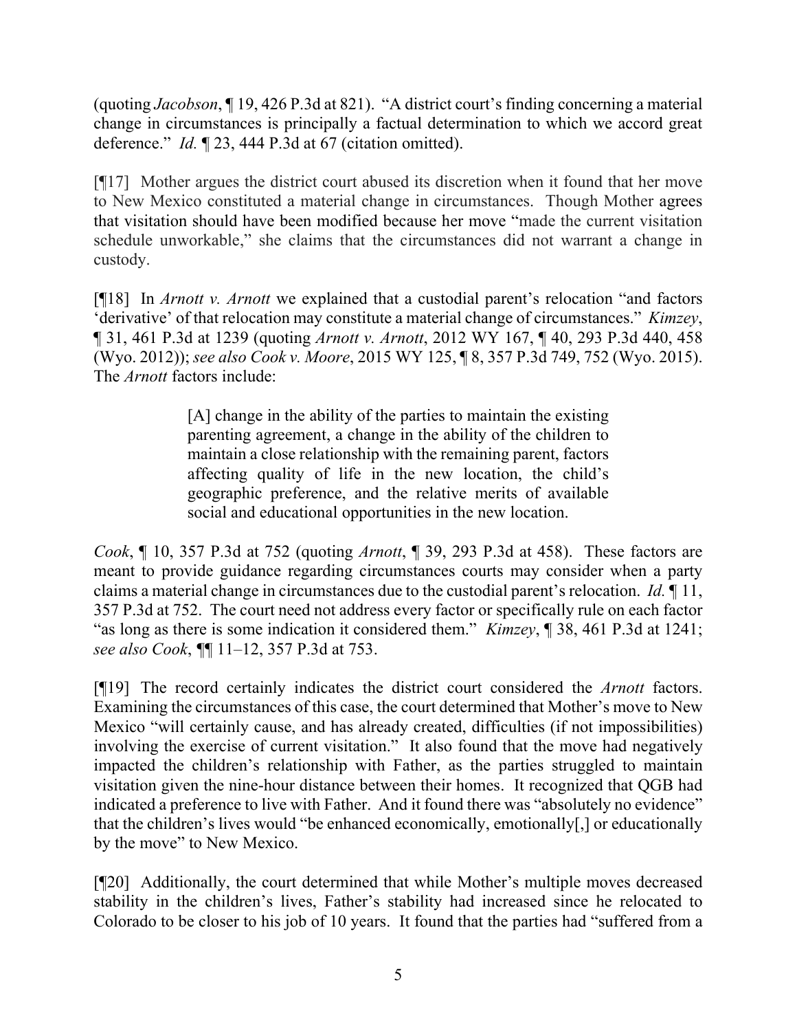(quoting *Jacobson*, ¶ 19, 426 P.3d at 821). "A district court's finding concerning a material change in circumstances is principally a factual determination to which we accord great deference." *Id.* ¶ 23, 444 P.3d at 67 (citation omitted).

[¶17] Mother argues the district court abused its discretion when it found that her move to New Mexico constituted a material change in circumstances. Though Mother agrees that visitation should have been modified because her move "made the current visitation schedule unworkable," she claims that the circumstances did not warrant a change in custody.

[¶18] In *Arnott v. Arnott* we explained that a custodial parent's relocation "and factors 'derivative' of that relocation may constitute a material change of circumstances." *Kimzey*, ¶ 31, 461 P.3d at 1239 (quoting *Arnott v. Arnott*, 2012 WY 167, ¶ 40, 293 P.3d 440, 458 (Wyo. 2012)); *see also Cook v. Moore*, 2015 WY 125, ¶ 8, 357 P.3d 749, 752 (Wyo. 2015). The *Arnott* factors include:

> [A] change in the ability of the parties to maintain the existing parenting agreement, a change in the ability of the children to maintain a close relationship with the remaining parent, factors affecting quality of life in the new location, the child's geographic preference, and the relative merits of available social and educational opportunities in the new location.

*Cook*, ¶ 10, 357 P.3d at 752 (quoting *Arnott*, ¶ 39, 293 P.3d at 458). These factors are meant to provide guidance regarding circumstances courts may consider when a party claims a material change in circumstances due to the custodial parent's relocation. *Id.* ¶ 11, 357 P.3d at 752. The court need not address every factor or specifically rule on each factor "as long as there is some indication it considered them." *Kimzey*, ¶ 38, 461 P.3d at 1241; *see also Cook*, ¶¶ 11–12, 357 P.3d at 753.

[¶19] The record certainly indicates the district court considered the *Arnott* factors. Examining the circumstances of this case, the court determined that Mother's move to New Mexico "will certainly cause, and has already created, difficulties (if not impossibilities) involving the exercise of current visitation." It also found that the move had negatively impacted the children's relationship with Father, as the parties struggled to maintain visitation given the nine-hour distance between their homes. It recognized that QGB had indicated a preference to live with Father. And it found there was "absolutely no evidence" that the children's lives would "be enhanced economically, emotionally[,] or educationally by the move" to New Mexico.

[¶20] Additionally, the court determined that while Mother's multiple moves decreased stability in the children's lives, Father's stability had increased since he relocated to Colorado to be closer to his job of 10 years. It found that the parties had "suffered from a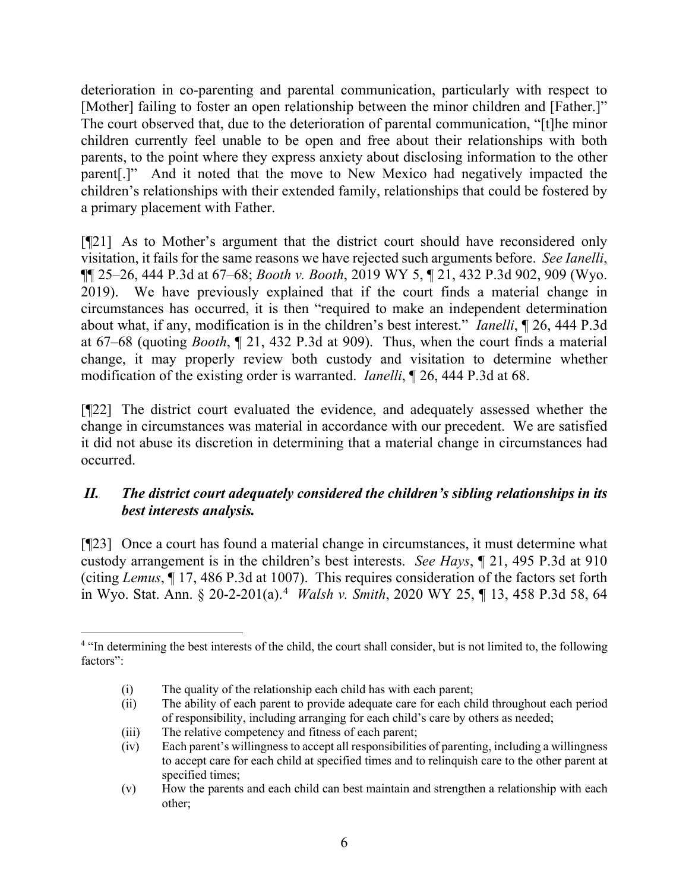deterioration in co-parenting and parental communication, particularly with respect to [Mother] failing to foster an open relationship between the minor children and [Father.]" The court observed that, due to the deterioration of parental communication, "[t]he minor children currently feel unable to be open and free about their relationships with both parents, to the point where they express anxiety about disclosing information to the other parent[.]" And it noted that the move to New Mexico had negatively impacted the children's relationships with their extended family, relationships that could be fostered by a primary placement with Father.

[¶21] As to Mother's argument that the district court should have reconsidered only visitation, it fails for the same reasons we have rejected such arguments before. *See Ianelli*, ¶¶ 25–26, 444 P.3d at 67–68; *Booth v. Booth*, 2019 WY 5, ¶ 21, 432 P.3d 902, 909 (Wyo. 2019). We have previously explained that if the court finds a material change in circumstances has occurred, it is then "required to make an independent determination about what, if any, modification is in the children's best interest." *Ianelli*, ¶ 26, 444 P.3d at 67–68 (quoting *Booth*, ¶ 21, 432 P.3d at 909). Thus, when the court finds a material change, it may properly review both custody and visitation to determine whether modification of the existing order is warranted. *Ianelli*, ¶ 26, 444 P.3d at 68.

[¶22] The district court evaluated the evidence, and adequately assessed whether the change in circumstances was material in accordance with our precedent. We are satisfied it did not abuse its discretion in determining that a material change in circumstances had occurred.

## *II. The district court adequately considered the children's sibling relationships in its best interests analysis.*

[¶23] Once a court has found a material change in circumstances, it must determine what custody arrangement is in the children's best interests. *See Hays*, ¶ 21, 495 P.3d at 910 (citing *Lemus*, ¶ 17, 486 P.3d at 1007). This requires consideration of the factors set forth in Wyo. Stat. Ann. § 20-2-201(a).[4] *Walsh v. Smith*, 2020 WY 25, ¶ 13, 458 P.3d 58, 64

---

[4] "In determining the best interests of the child, the court shall consider, but is not limited to, the following factors":

> (i) The quality of the relationship each child has with each parent;
>
> (ii) The ability of each parent to provide adequate care for each child throughout each period of responsibility, including arranging for each child's care by others as needed;
>
> (iii) The relative competency and fitness of each parent;
>
> (iv) Each parent's willingness to accept all responsibilities of parenting, including a willingness to accept care for each child at specified times and to relinquish care to the other parent at specified times;
>
> (v) How the parents and each child can best maintain and strengthen a relationship with each other;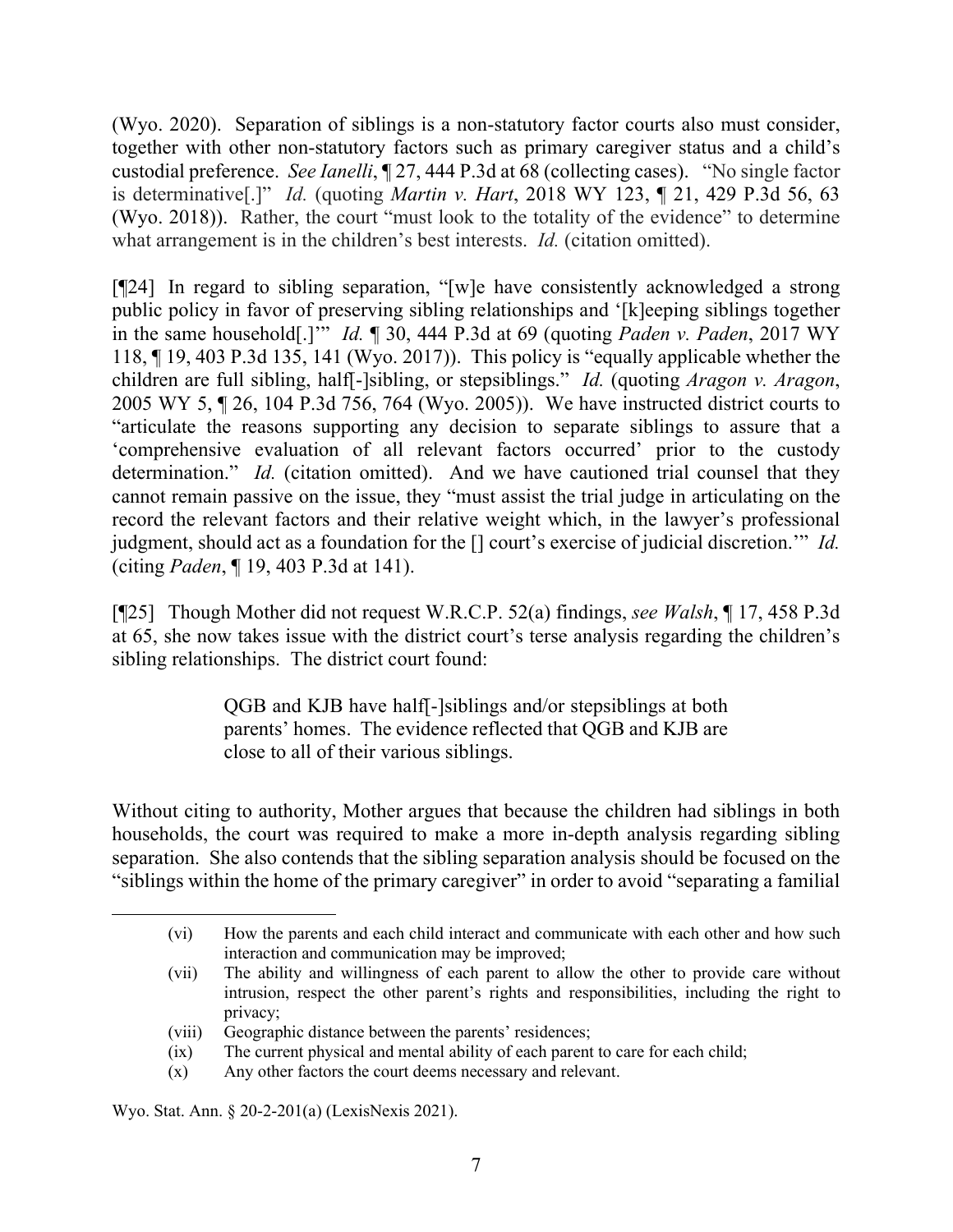(Wyo. 2020). Separation of siblings is a non-statutory factor courts also must consider, together with other non-statutory factors such as primary caregiver status and a child's custodial preference. *See Ianelli*, ¶ 27, 444 P.3d at 68 (collecting cases). "No single factor is determinative[.]" *Id.* (quoting *Martin v. Hart*, 2018 WY 123, ¶ 21, 429 P.3d 56, 63 (Wyo. 2018)). Rather, the court "must look to the totality of the evidence" to determine what arrangement is in the children's best interests. *Id.* (citation omitted).

[¶24] In regard to sibling separation, "[w]e have consistently acknowledged a strong public policy in favor of preserving sibling relationships and '[k]eeping siblings together in the same household[.]'" *Id.* ¶ 30, 444 P.3d at 69 (quoting *Paden v. Paden*, 2017 WY 118, ¶ 19, 403 P.3d 135, 141 (Wyo. 2017)). This policy is "equally applicable whether the children are full sibling, half[-]sibling, or stepsiblings." *Id.* (quoting *Aragon v. Aragon*, 2005 WY 5, ¶ 26, 104 P.3d 756, 764 (Wyo. 2005)). We have instructed district courts to "articulate the reasons supporting any decision to separate siblings to assure that a 'comprehensive evaluation of all relevant factors occurred' prior to the custody determination." *Id.* (citation omitted). And we have cautioned trial counsel that they cannot remain passive on the issue, they "must assist the trial judge in articulating on the record the relevant factors and their relative weight which, in the lawyer's professional judgment, should act as a foundation for the [] court's exercise of judicial discretion.'" *Id.* (citing *Paden*, ¶ 19, 403 P.3d at 141).

[¶25] Though Mother did not request W.R.C.P. 52(a) findings, *see Walsh*, ¶ 17, 458 P.3d at 65, she now takes issue with the district court's terse analysis regarding the children's sibling relationships. The district court found:

> QGB and KJB have half[-]siblings and/or stepsiblings at both parents' homes. The evidence reflected that QGB and KJB are close to all of their various siblings.

Without citing to authority, Mother argues that because the children had siblings in both households, the court was required to make a more in-depth analysis regarding sibling separation. She also contends that the sibling separation analysis should be focused on the "siblings within the home of the primary caregiver" in order to avoid "separating a familial

---

> (vi) How the parents and each child interact and communicate with each other and how such interaction and communication may be improved;
>
> (vii) The ability and willingness of each parent to allow the other to provide care without intrusion, respect the other parent's rights and responsibilities, including the right to privacy;
>
> (viii) Geographic distance between the parents' residences;
>
> (ix) The current physical and mental ability of each parent to care for each child;
>
> (x) Any other factors the court deems necessary and relevant.

Wyo. Stat. Ann. § 20-2-201(a) (LexisNexis 2021).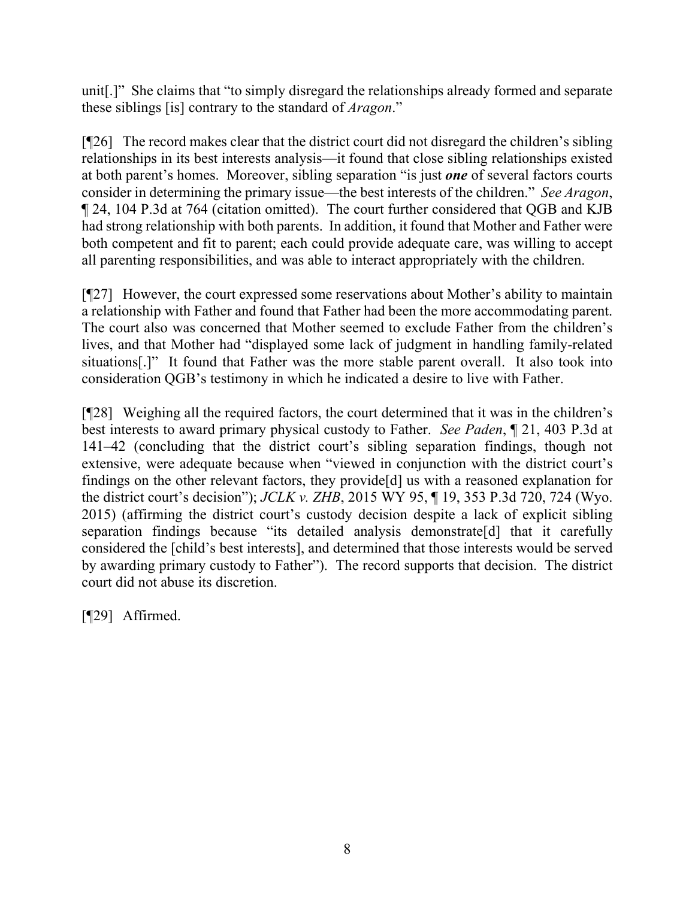unit[.]" She claims that "to simply disregard the relationships already formed and separate these siblings [is] contrary to the standard of *Aragon*."

[¶26] The record makes clear that the district court did not disregard the children's sibling relationships in its best interests analysis—it found that close sibling relationships existed at both parent's homes. Moreover, sibling separation "is just ***one*** of several factors courts consider in determining the primary issue—the best interests of the children." *See Aragon*, ¶ 24, 104 P.3d at 764 (citation omitted). The court further considered that QGB and KJB had strong relationship with both parents. In addition, it found that Mother and Father were both competent and fit to parent; each could provide adequate care, was willing to accept all parenting responsibilities, and was able to interact appropriately with the children.

[¶27] However, the court expressed some reservations about Mother's ability to maintain a relationship with Father and found that Father had been the more accommodating parent. The court also was concerned that Mother seemed to exclude Father from the children's lives, and that Mother had "displayed some lack of judgment in handling family-related situations[.]" It found that Father was the more stable parent overall. It also took into consideration QGB's testimony in which he indicated a desire to live with Father.

[¶28] Weighing all the required factors, the court determined that it was in the children's best interests to award primary physical custody to Father. *See Paden*, ¶ 21, 403 P.3d at 141–42 (concluding that the district court's sibling separation findings, though not extensive, were adequate because when "viewed in conjunction with the district court's findings on the other relevant factors, they provide[d] us with a reasoned explanation for the district court's decision"); *JCLK v. ZHB*, 2015 WY 95, ¶ 19, 353 P.3d 720, 724 (Wyo. 2015) (affirming the district court's custody decision despite a lack of explicit sibling separation findings because "its detailed analysis demonstrate[d] that it carefully considered the [child's best interests], and determined that those interests would be served by awarding primary custody to Father"). The record supports that decision. The district court did not abuse its discretion.

[¶29] Affirmed.